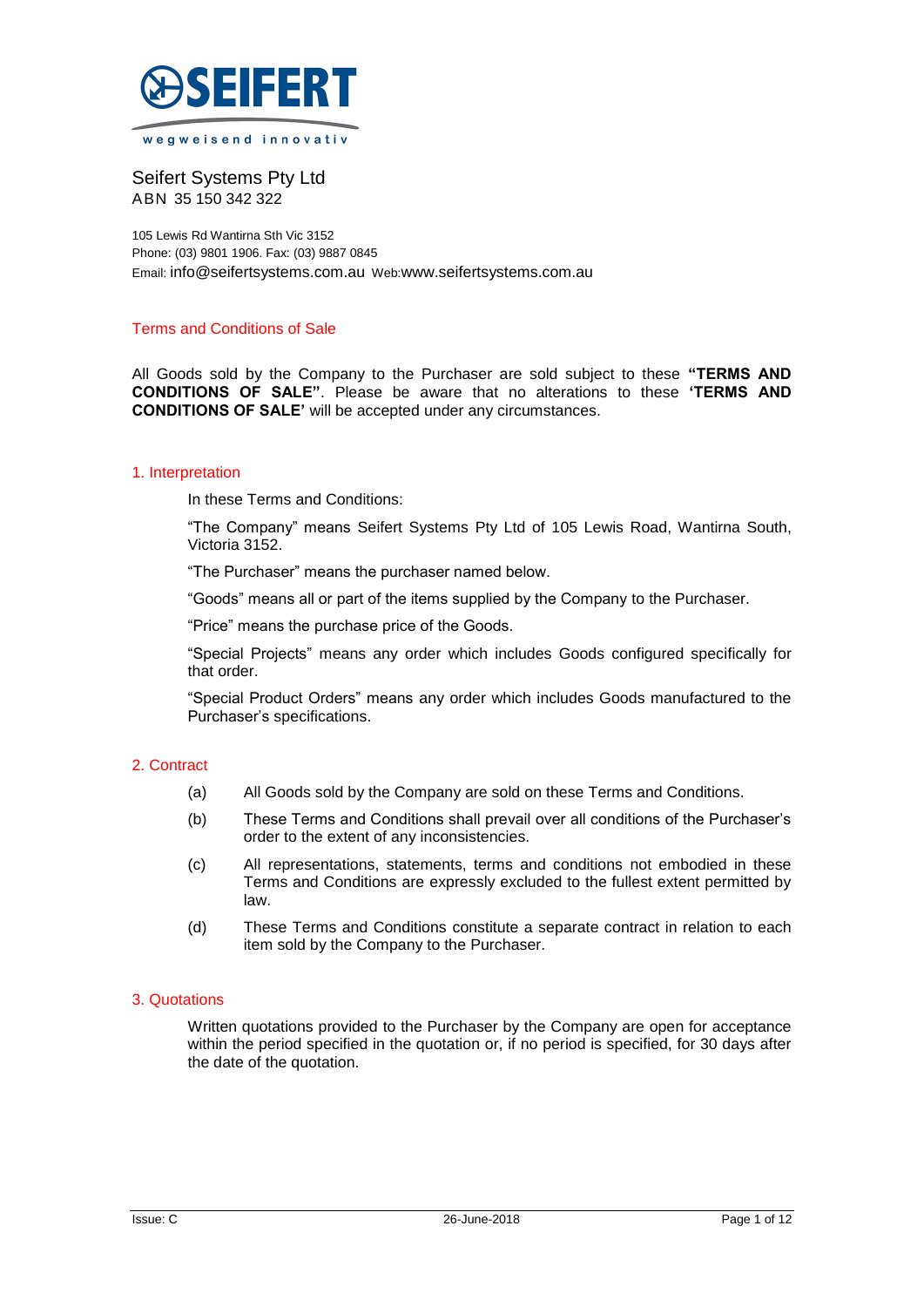SEIFERT

wegweisend innovativ

Seifert Systems Pty Ltd
ABN 35 150 342 322

105 Lewis Rd Wantirna Sth Vic 3152
Phone: (03) 9801 1906. Fax: (03) 9887 0845
Email: info@seifertsystems.com.au Web:www.seifertsystems.com.au

# Terms and Conditions of Sale

All Goods sold by the Company to the Purchaser are sold subject to these **"TERMS AND CONDITIONS OF SALE"**. Please be aware that no alterations to these **'TERMS AND CONDITIONS OF SALE'** will be accepted under any circumstances.

## 1. Interpretation

In these Terms and Conditions:

"The Company" means Seifert Systems Pty Ltd of 105 Lewis Road, Wantirna South, Victoria 3152.

"The Purchaser" means the purchaser named below.

"Goods" means all or part of the items supplied by the Company to the Purchaser.

"Price" means the purchase price of the Goods.

"Special Projects" means any order which includes Goods configured specifically for that order.

"Special Product Orders" means any order which includes Goods manufactured to the Purchaser's specifications.

## 2. Contract

(a) All Goods sold by the Company are sold on these Terms and Conditions.

(b) These Terms and Conditions shall prevail over all conditions of the Purchaser's order to the extent of any inconsistencies.

(c) All representations, statements, terms and conditions not embodied in these Terms and Conditions are expressly excluded to the fullest extent permitted by law.

(d) These Terms and Conditions constitute a separate contract in relation to each item sold by the Company to the Purchaser.

## 3. Quotations

Written quotations provided to the Purchaser by the Company are open for acceptance within the period specified in the quotation or, if no period is specified, for 30 days after the date of the quotation.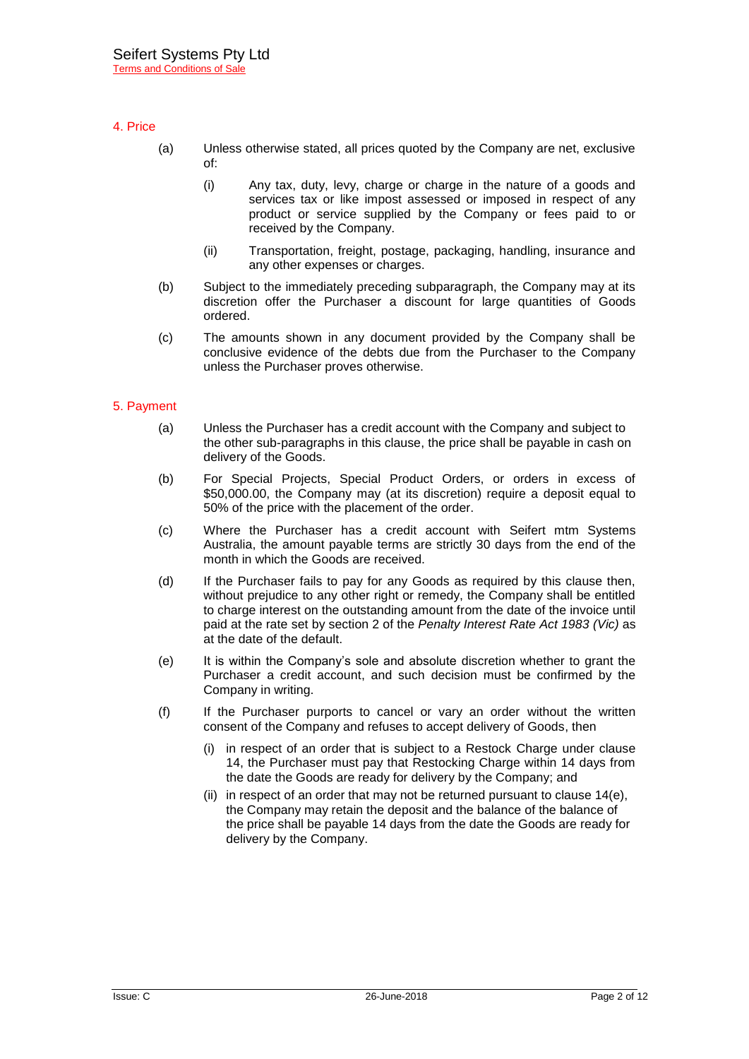## 4. Price

(a) Unless otherwise stated, all prices quoted by the Company are net, exclusive of:

   (i) Any tax, duty, levy, charge or charge in the nature of a goods and services tax or like impost assessed or imposed in respect of any product or service supplied by the Company or fees paid to or received by the Company.

   (ii) Transportation, freight, postage, packaging, handling, insurance and any other expenses or charges.

(b) Subject to the immediately preceding subparagraph, the Company may at its discretion offer the Purchaser a discount for large quantities of Goods ordered.

(c) The amounts shown in any document provided by the Company shall be conclusive evidence of the debts due from the Purchaser to the Company unless the Purchaser proves otherwise.

## 5. Payment

(a) Unless the Purchaser has a credit account with the Company and subject to the other sub-paragraphs in this clause, the price shall be payable in cash on delivery of the Goods.

(b) For Special Projects, Special Product Orders, or orders in excess of $50,000.00, the Company may (at its discretion) require a deposit equal to 50% of the price with the placement of the order.

(c) Where the Purchaser has a credit account with Seifert mtm Systems Australia, the amount payable terms are strictly 30 days from the end of the month in which the Goods are received.

(d) If the Purchaser fails to pay for any Goods as required by this clause then, without prejudice to any other right or remedy, the Company shall be entitled to charge interest on the outstanding amount from the date of the invoice until paid at the rate set by section 2 of the *Penalty Interest Rate Act 1983 (Vic)* as at the date of the default.

(e) It is within the Company's sole and absolute discretion whether to grant the Purchaser a credit account, and such decision must be confirmed by the Company in writing.

(f) If the Purchaser purports to cancel or vary an order without the written consent of the Company and refuses to accept delivery of Goods, then

   (i) in respect of an order that is subject to a Restock Charge under clause 14, the Purchaser must pay that Restocking Charge within 14 days from the date the Goods are ready for delivery by the Company; and

   (ii) in respect of an order that may not be returned pursuant to clause 14(e), the Company may retain the deposit and the balance of the balance of the price shall be payable 14 days from the date the Goods are ready for delivery by the Company.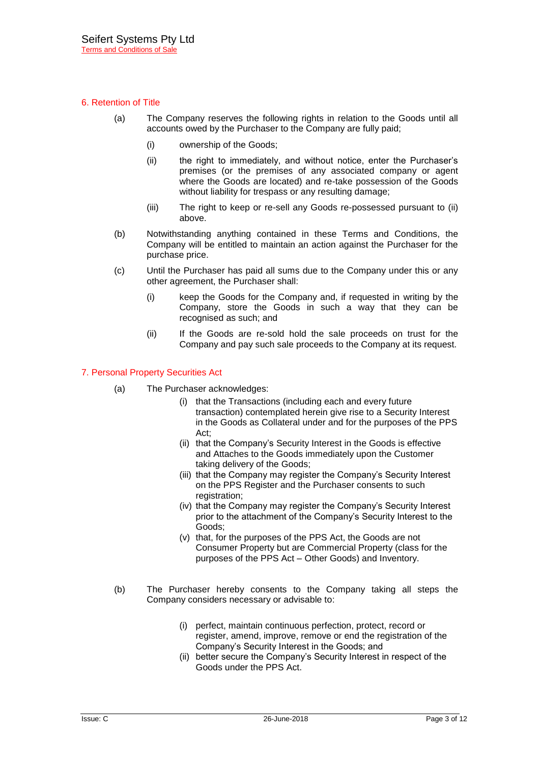## 6. Retention of Title

(a) The Company reserves the following rights in relation to the Goods until all accounts owed by the Purchaser to the Company are fully paid;

  (i) ownership of the Goods;

  (ii) the right to immediately, and without notice, enter the Purchaser's premises (or the premises of any associated company or agent where the Goods are located) and re-take possession of the Goods without liability for trespass or any resulting damage;

  (iii) The right to keep or re-sell any Goods re-possessed pursuant to (ii) above.

(b) Notwithstanding anything contained in these Terms and Conditions, the Company will be entitled to maintain an action against the Purchaser for the purchase price.

(c) Until the Purchaser has paid all sums due to the Company under this or any other agreement, the Purchaser shall:

  (i) keep the Goods for the Company and, if requested in writing by the Company, store the Goods in such a way that they can be recognised as such; and

  (ii) If the Goods are re-sold hold the sale proceeds on trust for the Company and pay such sale proceeds to the Company at its request.

## 7. Personal Property Securities Act

(a) The Purchaser acknowledges:

  (i) that the Transactions (including each and every future transaction) contemplated herein give rise to a Security Interest in the Goods as Collateral under and for the purposes of the PPS Act;

  (ii) that the Company's Security Interest in the Goods is effective and Attaches to the Goods immediately upon the Customer taking delivery of the Goods;

  (iii) that the Company may register the Company's Security Interest on the PPS Register and the Purchaser consents to such registration;

  (iv) that the Company may register the Company's Security Interest prior to the attachment of the Company's Security Interest to the Goods;

  (v) that, for the purposes of the PPS Act, the Goods are not Consumer Property but are Commercial Property (class for the purposes of the PPS Act – Other Goods) and Inventory.

(b) The Purchaser hereby consents to the Company taking all steps the Company considers necessary or advisable to:

  (i) perfect, maintain continuous perfection, protect, record or register, amend, improve, remove or end the registration of the Company's Security Interest in the Goods; and

  (ii) better secure the Company's Security Interest in respect of the Goods under the PPS Act.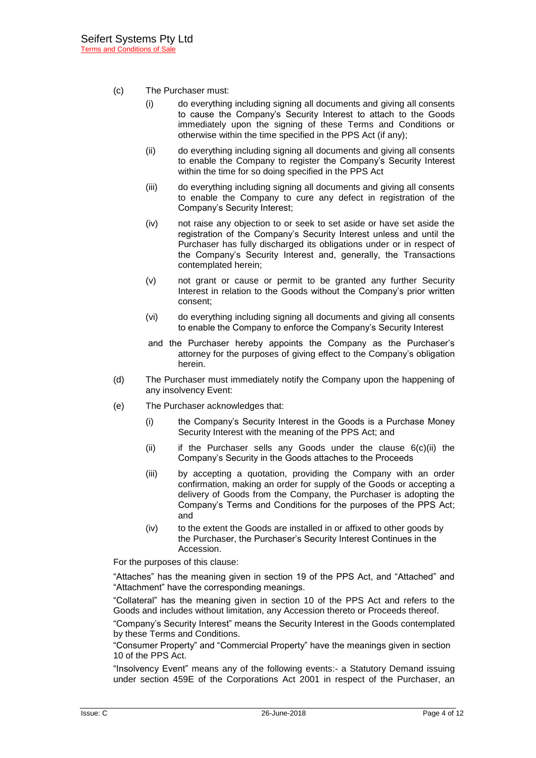(c) The Purchaser must:

(i) do everything including signing all documents and giving all consents to cause the Company's Security Interest to attach to the Goods immediately upon the signing of these Terms and Conditions or otherwise within the time specified in the PPS Act (if any);

(ii) do everything including signing all documents and giving all consents to enable the Company to register the Company's Security Interest within the time for so doing specified in the PPS Act

(iii) do everything including signing all documents and giving all consents to enable the Company to cure any defect in registration of the Company's Security Interest;

(iv) not raise any objection to or seek to set aside or have set aside the registration of the Company's Security Interest unless and until the Purchaser has fully discharged its obligations under or in respect of the Company's Security Interest and, generally, the Transactions contemplated herein;

(v) not grant or cause or permit to be granted any further Security Interest in relation to the Goods without the Company's prior written consent;

(vi) do everything including signing all documents and giving all consents to enable the Company to enforce the Company's Security Interest

and the Purchaser hereby appoints the Company as the Purchaser's attorney for the purposes of giving effect to the Company's obligation herein.

(d) The Purchaser must immediately notify the Company upon the happening of any insolvency Event:

(e) The Purchaser acknowledges that:

(i) the Company's Security Interest in the Goods is a Purchase Money Security Interest with the meaning of the PPS Act; and

(ii) if the Purchaser sells any Goods under the clause 6(c)(ii) the Company's Security in the Goods attaches to the Proceeds

(iii) by accepting a quotation, providing the Company with an order confirmation, making an order for supply of the Goods or accepting a delivery of Goods from the Company, the Purchaser is adopting the Company's Terms and Conditions for the purposes of the PPS Act; and

(iv) to the extent the Goods are installed in or affixed to other goods by the Purchaser, the Purchaser's Security Interest Continues in the Accession.

For the purposes of this clause:

"Attaches" has the meaning given in section 19 of the PPS Act, and "Attached" and "Attachment" have the corresponding meanings.

"Collateral" has the meaning given in section 10 of the PPS Act and refers to the Goods and includes without limitation, any Accession thereto or Proceeds thereof.

"Company's Security Interest" means the Security Interest in the Goods contemplated by these Terms and Conditions.

"Consumer Property" and "Commercial Property" have the meanings given in section 10 of the PPS Act.

"Insolvency Event" means any of the following events:- a Statutory Demand issuing under section 459E of the Corporations Act 2001 in respect of the Purchaser, an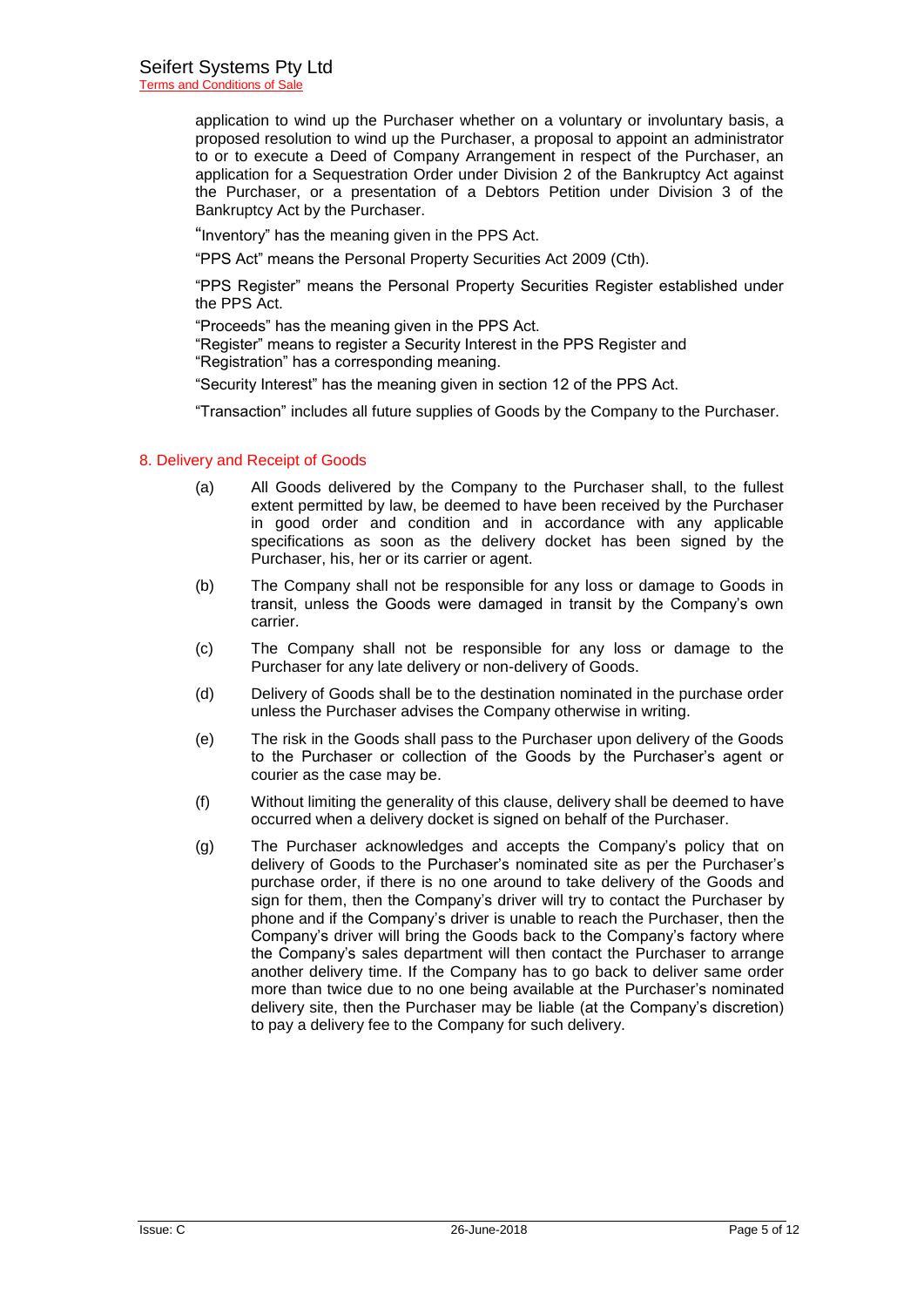application to wind up the Purchaser whether on a voluntary or involuntary basis, a proposed resolution to wind up the Purchaser, a proposal to appoint an administrator to or to execute a Deed of Company Arrangement in respect of the Purchaser, an application for a Sequestration Order under Division 2 of the Bankruptcy Act against the Purchaser, or a presentation of a Debtors Petition under Division 3 of the Bankruptcy Act by the Purchaser.

"Inventory" has the meaning given in the PPS Act.

"PPS Act" means the Personal Property Securities Act 2009 (Cth).

"PPS Register" means the Personal Property Securities Register established under the PPS Act.

"Proceeds" has the meaning given in the PPS Act.
"Register" means to register a Security Interest in the PPS Register and
"Registration" has a corresponding meaning.

"Security Interest" has the meaning given in section 12 of the PPS Act.

"Transaction" includes all future supplies of Goods by the Company to the Purchaser.

## 8. Delivery and Receipt of Goods

(a) All Goods delivered by the Company to the Purchaser shall, to the fullest extent permitted by law, be deemed to have been received by the Purchaser in good order and condition and in accordance with any applicable specifications as soon as the delivery docket has been signed by the Purchaser, his, her or its carrier or agent.

(b) The Company shall not be responsible for any loss or damage to Goods in transit, unless the Goods were damaged in transit by the Company's own carrier.

(c) The Company shall not be responsible for any loss or damage to the Purchaser for any late delivery or non-delivery of Goods.

(d) Delivery of Goods shall be to the destination nominated in the purchase order unless the Purchaser advises the Company otherwise in writing.

(e) The risk in the Goods shall pass to the Purchaser upon delivery of the Goods to the Purchaser or collection of the Goods by the Purchaser's agent or courier as the case may be.

(f) Without limiting the generality of this clause, delivery shall be deemed to have occurred when a delivery docket is signed on behalf of the Purchaser.

(g) The Purchaser acknowledges and accepts the Company's policy that on delivery of Goods to the Purchaser's nominated site as per the Purchaser's purchase order, if there is no one around to take delivery of the Goods and sign for them, then the Company's driver will try to contact the Purchaser by phone and if the Company's driver is unable to reach the Purchaser, then the Company's driver will bring the Goods back to the Company's factory where the Company's sales department will then contact the Purchaser to arrange another delivery time. If the Company has to go back to deliver same order more than twice due to no one being available at the Purchaser's nominated delivery site, then the Purchaser may be liable (at the Company's discretion) to pay a delivery fee to the Company for such delivery.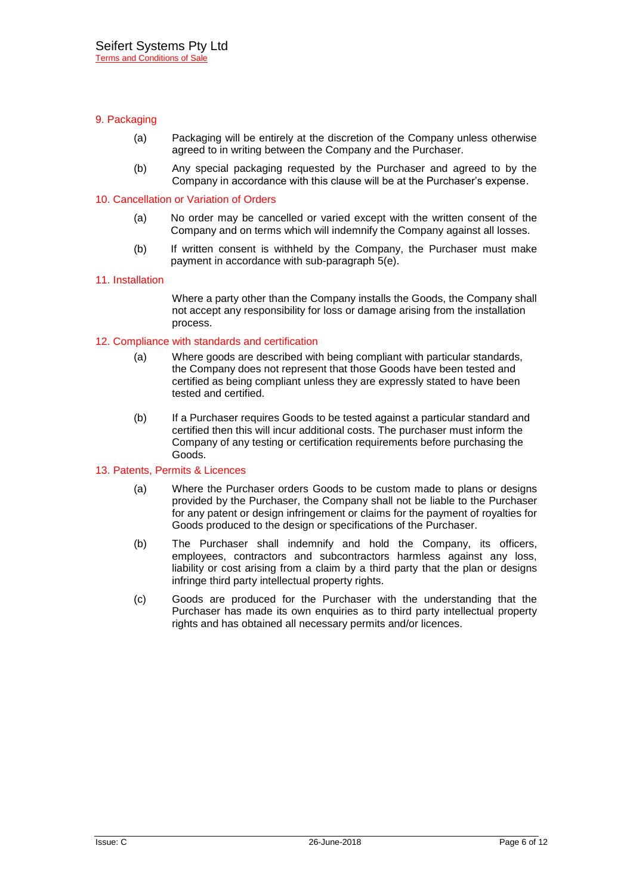## 9. Packaging

(a) Packaging will be entirely at the discretion of the Company unless otherwise agreed to in writing between the Company and the Purchaser.

(b) Any special packaging requested by the Purchaser and agreed to by the Company in accordance with this clause will be at the Purchaser's expense.

## 10. Cancellation or Variation of Orders

(a) No order may be cancelled or varied except with the written consent of the Company and on terms which will indemnify the Company against all losses.

(b) If written consent is withheld by the Company, the Purchaser must make payment in accordance with sub-paragraph 5(e).

## 11. Installation

Where a party other than the Company installs the Goods, the Company shall not accept any responsibility for loss or damage arising from the installation process.

## 12. Compliance with standards and certification

(a) Where goods are described with being compliant with particular standards, the Company does not represent that those Goods have been tested and certified as being compliant unless they are expressly stated to have been tested and certified.

(b) If a Purchaser requires Goods to be tested against a particular standard and certified then this will incur additional costs. The purchaser must inform the Company of any testing or certification requirements before purchasing the Goods.

## 13. Patents, Permits & Licences

(a) Where the Purchaser orders Goods to be custom made to plans or designs provided by the Purchaser, the Company shall not be liable to the Purchaser for any patent or design infringement or claims for the payment of royalties for Goods produced to the design or specifications of the Purchaser.

(b) The Purchaser shall indemnify and hold the Company, its officers, employees, contractors and subcontractors harmless against any loss, liability or cost arising from a claim by a third party that the plan or designs infringe third party intellectual property rights.

(c) Goods are produced for the Purchaser with the understanding that the Purchaser has made its own enquiries as to third party intellectual property rights and has obtained all necessary permits and/or licences.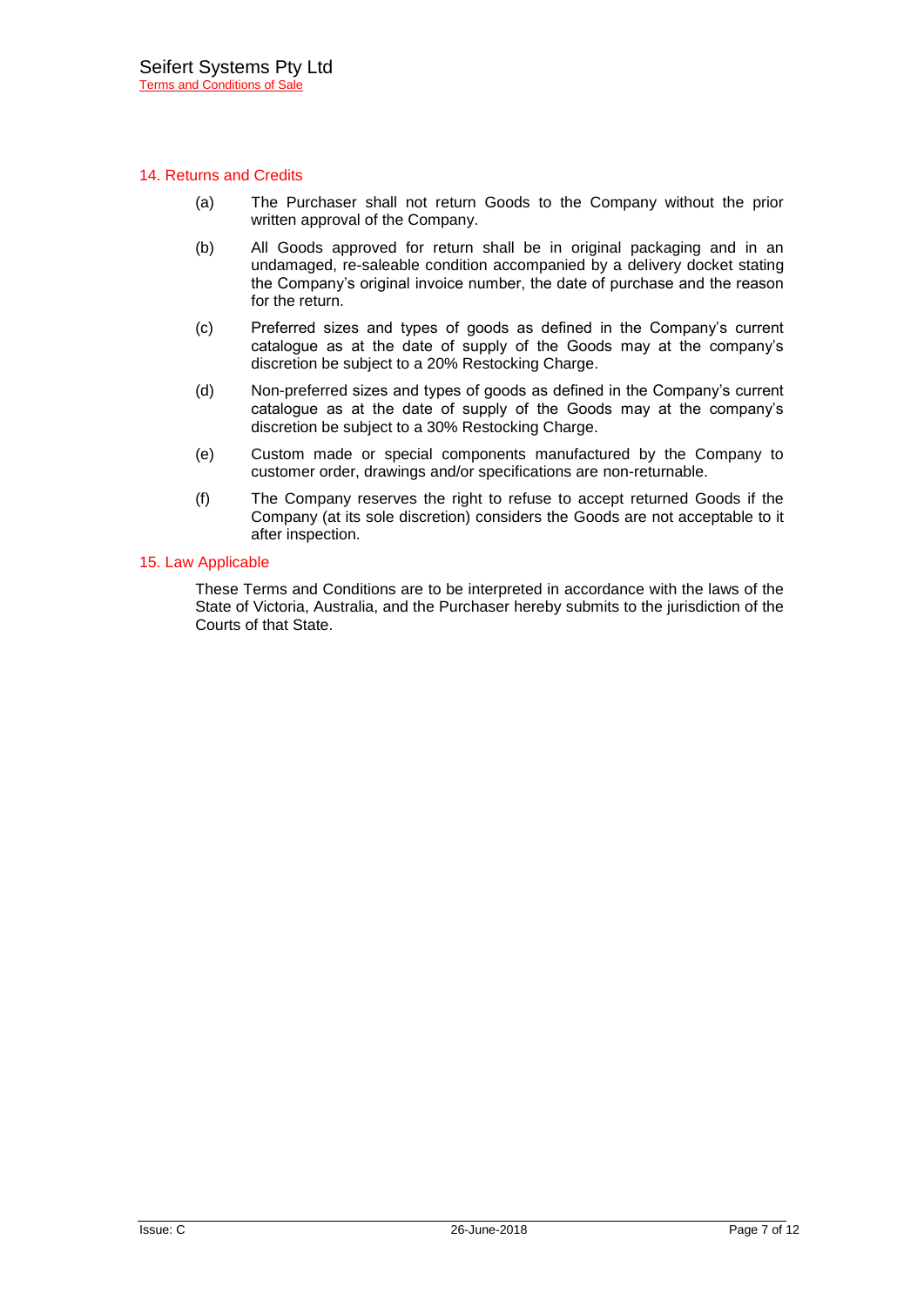## 14. Returns and Credits

(a) The Purchaser shall not return Goods to the Company without the prior written approval of the Company.

(b) All Goods approved for return shall be in original packaging and in an undamaged, re-saleable condition accompanied by a delivery docket stating the Company's original invoice number, the date of purchase and the reason for the return.

(c) Preferred sizes and types of goods as defined in the Company's current catalogue as at the date of supply of the Goods may at the company's discretion be subject to a 20% Restocking Charge.

(d) Non-preferred sizes and types of goods as defined in the Company's current catalogue as at the date of supply of the Goods may at the company's discretion be subject to a 30% Restocking Charge.

(e) Custom made or special components manufactured by the Company to customer order, drawings and/or specifications are non-returnable.

(f) The Company reserves the right to refuse to accept returned Goods if the Company (at its sole discretion) considers the Goods are not acceptable to it after inspection.

## 15. Law Applicable

These Terms and Conditions are to be interpreted in accordance with the laws of the State of Victoria, Australia, and the Purchaser hereby submits to the jurisdiction of the Courts of that State.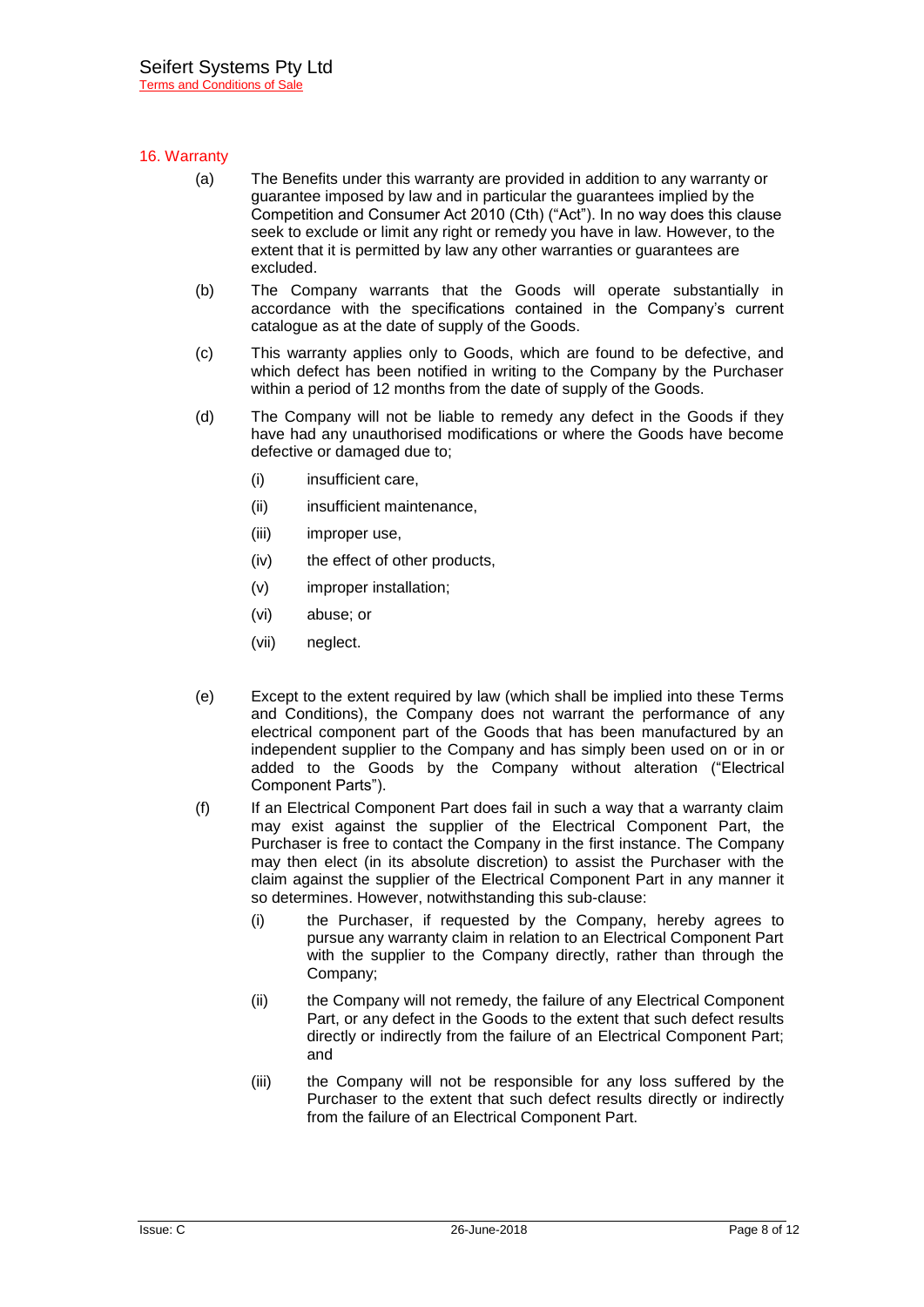## 16. Warranty

(a) The Benefits under this warranty are provided in addition to any warranty or guarantee imposed by law and in particular the guarantees implied by the Competition and Consumer Act 2010 (Cth) ("Act"). In no way does this clause seek to exclude or limit any right or remedy you have in law. However, to the extent that it is permitted by law any other warranties or guarantees are excluded.

(b) The Company warrants that the Goods will operate substantially in accordance with the specifications contained in the Company's current catalogue as at the date of supply of the Goods.

(c) This warranty applies only to Goods, which are found to be defective, and which defect has been notified in writing to the Company by the Purchaser within a period of 12 months from the date of supply of the Goods.

(d) The Company will not be liable to remedy any defect in the Goods if they have had any unauthorised modifications or where the Goods have become defective or damaged due to;

- (i) insufficient care,
- (ii) insufficient maintenance,
- (iii) improper use,
- (iv) the effect of other products,
- (v) improper installation;
- (vi) abuse; or
- (vii) neglect.

(e) Except to the extent required by law (which shall be implied into these Terms and Conditions), the Company does not warrant the performance of any electrical component part of the Goods that has been manufactured by an independent supplier to the Company and has simply been used on or in or added to the Goods by the Company without alteration ("Electrical Component Parts").

(f) If an Electrical Component Part does fail in such a way that a warranty claim may exist against the supplier of the Electrical Component Part, the Purchaser is free to contact the Company in the first instance. The Company may then elect (in its absolute discretion) to assist the Purchaser with the claim against the supplier of the Electrical Component Part in any manner it so determines. However, notwithstanding this sub-clause:

- (i) the Purchaser, if requested by the Company, hereby agrees to pursue any warranty claim in relation to an Electrical Component Part with the supplier to the Company directly, rather than through the Company;
- (ii) the Company will not remedy, the failure of any Electrical Component Part, or any defect in the Goods to the extent that such defect results directly or indirectly from the failure of an Electrical Component Part; and
- (iii) the Company will not be responsible for any loss suffered by the Purchaser to the extent that such defect results directly or indirectly from the failure of an Electrical Component Part.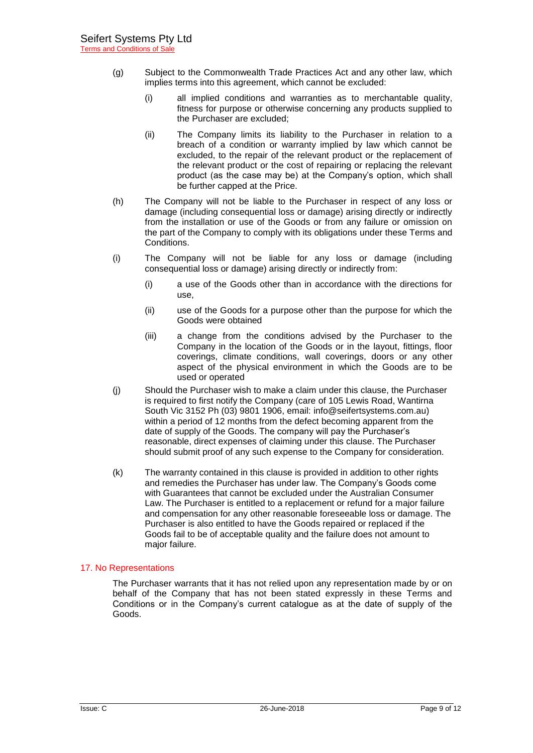(g) Subject to the Commonwealth Trade Practices Act and any other law, which implies terms into this agreement, which cannot be excluded:

  (i) all implied conditions and warranties as to merchantable quality, fitness for purpose or otherwise concerning any products supplied to the Purchaser are excluded;

  (ii) The Company limits its liability to the Purchaser in relation to a breach of a condition or warranty implied by law which cannot be excluded, to the repair of the relevant product or the replacement of the relevant product or the cost of repairing or replacing the relevant product (as the case may be) at the Company's option, which shall be further capped at the Price.

(h) The Company will not be liable to the Purchaser in respect of any loss or damage (including consequential loss or damage) arising directly or indirectly from the installation or use of the Goods or from any failure or omission on the part of the Company to comply with its obligations under these Terms and Conditions.

(i) The Company will not be liable for any loss or damage (including consequential loss or damage) arising directly or indirectly from:

  (i) a use of the Goods other than in accordance with the directions for use,

  (ii) use of the Goods for a purpose other than the purpose for which the Goods were obtained

  (iii) a change from the conditions advised by the Purchaser to the Company in the location of the Goods or in the layout, fittings, floor coverings, climate conditions, wall coverings, doors or any other aspect of the physical environment in which the Goods are to be used or operated

(j) Should the Purchaser wish to make a claim under this clause, the Purchaser is required to first notify the Company (care of 105 Lewis Road, Wantirna South Vic 3152 Ph (03) 9801 1906, email: info@seifertsystems.com.au) within a period of 12 months from the defect becoming apparent from the date of supply of the Goods. The company will pay the Purchaser's reasonable, direct expenses of claiming under this clause. The Purchaser should submit proof of any such expense to the Company for consideration.

(k) The warranty contained in this clause is provided in addition to other rights and remedies the Purchaser has under law. The Company's Goods come with Guarantees that cannot be excluded under the Australian Consumer Law. The Purchaser is entitled to a replacement or refund for a major failure and compensation for any other reasonable foreseeable loss or damage. The Purchaser is also entitled to have the Goods repaired or replaced if the Goods fail to be of acceptable quality and the failure does not amount to major failure.

## 17. No Representations

The Purchaser warrants that it has not relied upon any representation made by or on behalf of the Company that has not been stated expressly in these Terms and Conditions or in the Company's current catalogue as at the date of supply of the Goods.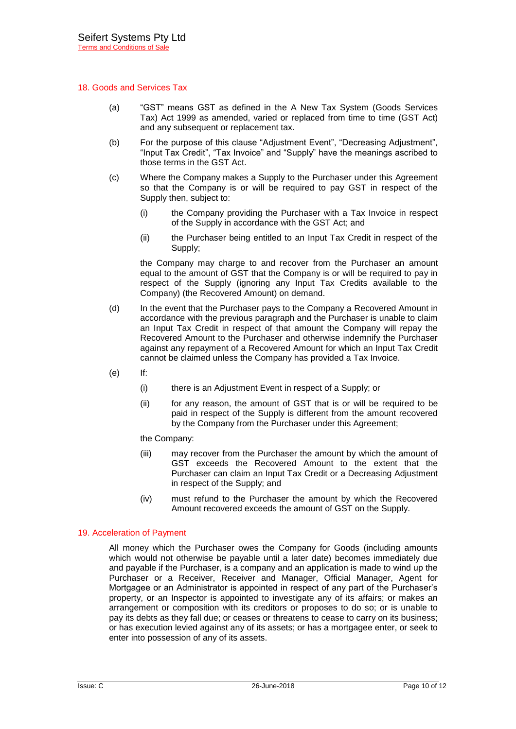## 18. Goods and Services Tax

(a) "GST" means GST as defined in the A New Tax System (Goods Services Tax) Act 1999 as amended, varied or replaced from time to time (GST Act) and any subsequent or replacement tax.

(b) For the purpose of this clause "Adjustment Event", "Decreasing Adjustment", "Input Tax Credit", "Tax Invoice" and "Supply" have the meanings ascribed to those terms in the GST Act.

(c) Where the Company makes a Supply to the Purchaser under this Agreement so that the Company is or will be required to pay GST in respect of the Supply then, subject to:

   (i) the Company providing the Purchaser with a Tax Invoice in respect of the Supply in accordance with the GST Act; and

   (ii) the Purchaser being entitled to an Input Tax Credit in respect of the Supply;

   the Company may charge to and recover from the Purchaser an amount equal to the amount of GST that the Company is or will be required to pay in respect of the Supply (ignoring any Input Tax Credits available to the Company) (the Recovered Amount) on demand.

(d) In the event that the Purchaser pays to the Company a Recovered Amount in accordance with the previous paragraph and the Purchaser is unable to claim an Input Tax Credit in respect of that amount the Company will repay the Recovered Amount to the Purchaser and otherwise indemnify the Purchaser against any repayment of a Recovered Amount for which an Input Tax Credit cannot be claimed unless the Company has provided a Tax Invoice.

(e) If:

   (i) there is an Adjustment Event in respect of a Supply; or

   (ii) for any reason, the amount of GST that is or will be required to be paid in respect of the Supply is different from the amount recovered by the Company from the Purchaser under this Agreement;

   the Company:

   (iii) may recover from the Purchaser the amount by which the amount of GST exceeds the Recovered Amount to the extent that the Purchaser can claim an Input Tax Credit or a Decreasing Adjustment in respect of the Supply; and

   (iv) must refund to the Purchaser the amount by which the Recovered Amount recovered exceeds the amount of GST on the Supply.

## 19. Acceleration of Payment

All money which the Purchaser owes the Company for Goods (including amounts which would not otherwise be payable until a later date) becomes immediately due and payable if the Purchaser, is a company and an application is made to wind up the Purchaser or a Receiver, Receiver and Manager, Official Manager, Agent for Mortgagee or an Administrator is appointed in respect of any part of the Purchaser's property, or an Inspector is appointed to investigate any of its affairs; or makes an arrangement or composition with its creditors or proposes to do so; or is unable to pay its debts as they fall due; or ceases or threatens to cease to carry on its business; or has execution levied against any of its assets; or has a mortgagee enter, or seek to enter into possession of any of its assets.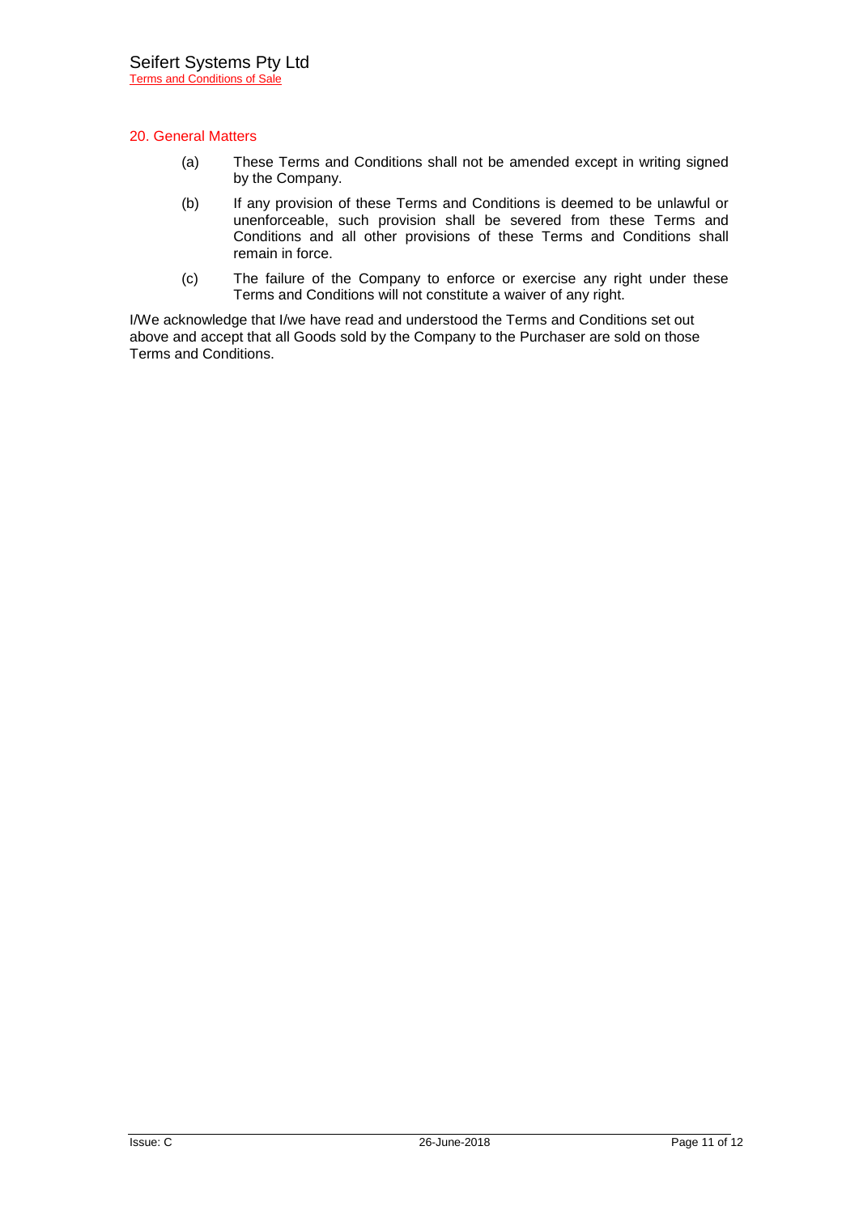## 20. General Matters

(a) These Terms and Conditions shall not be amended except in writing signed by the Company.

(b) If any provision of these Terms and Conditions is deemed to be unlawful or unenforceable, such provision shall be severed from these Terms and Conditions and all other provisions of these Terms and Conditions shall remain in force.

(c) The failure of the Company to enforce or exercise any right under these Terms and Conditions will not constitute a waiver of any right.

I/We acknowledge that I/we have read and understood the Terms and Conditions set out above and accept that all Goods sold by the Company to the Purchaser are sold on those Terms and Conditions.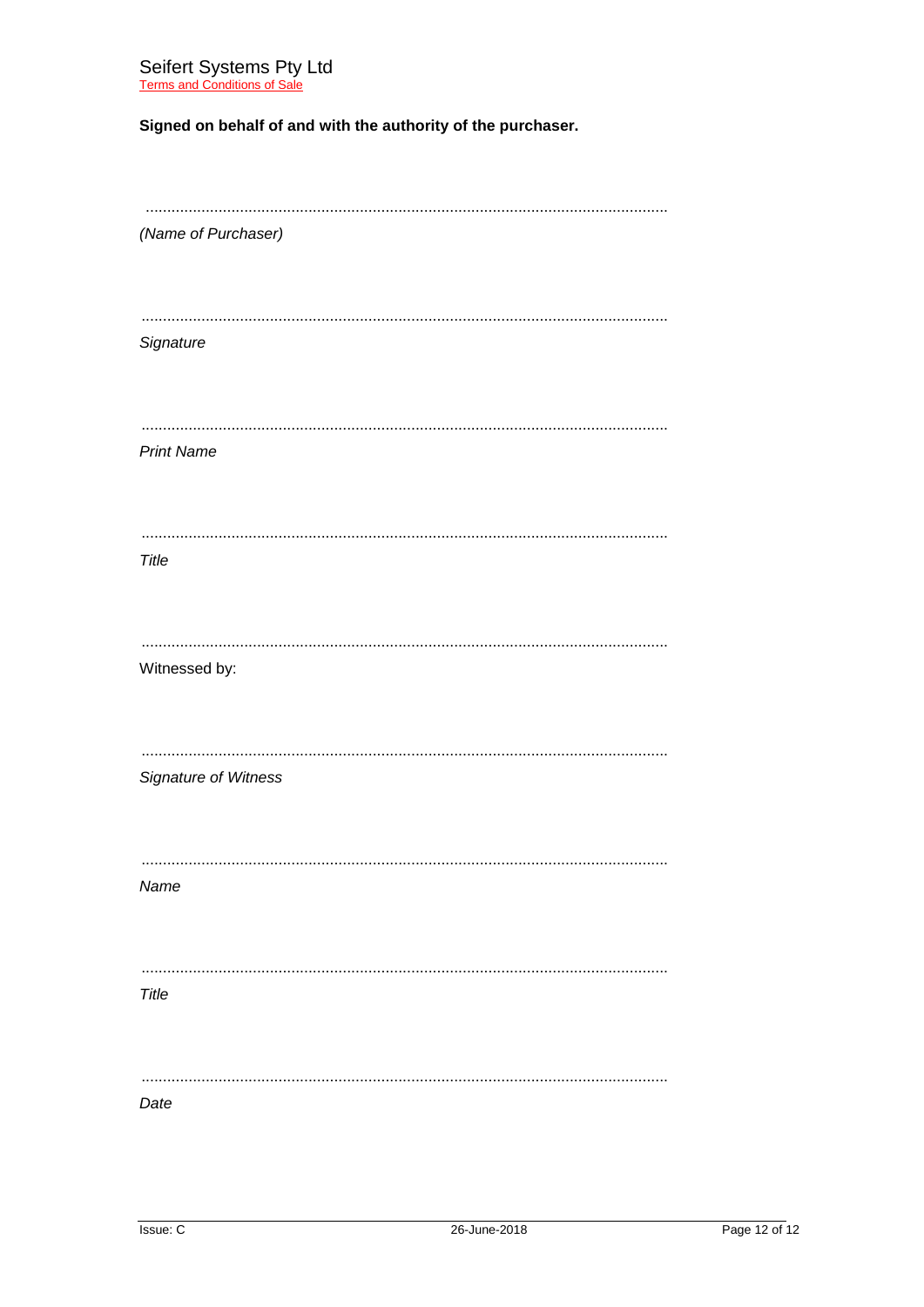**Signed on behalf of and with the authority of the purchaser.**

.........................................................................................................................

*(Name of Purchaser)*

.........................................................................................................................

*Signature*

.........................................................................................................................

*Print Name*

.........................................................................................................................

*Title*

.........................................................................................................................

Witnessed by:

.........................................................................................................................

*Signature of Witness*

.........................................................................................................................

*Name*

.........................................................................................................................

*Title*

.........................................................................................................................

*Date*